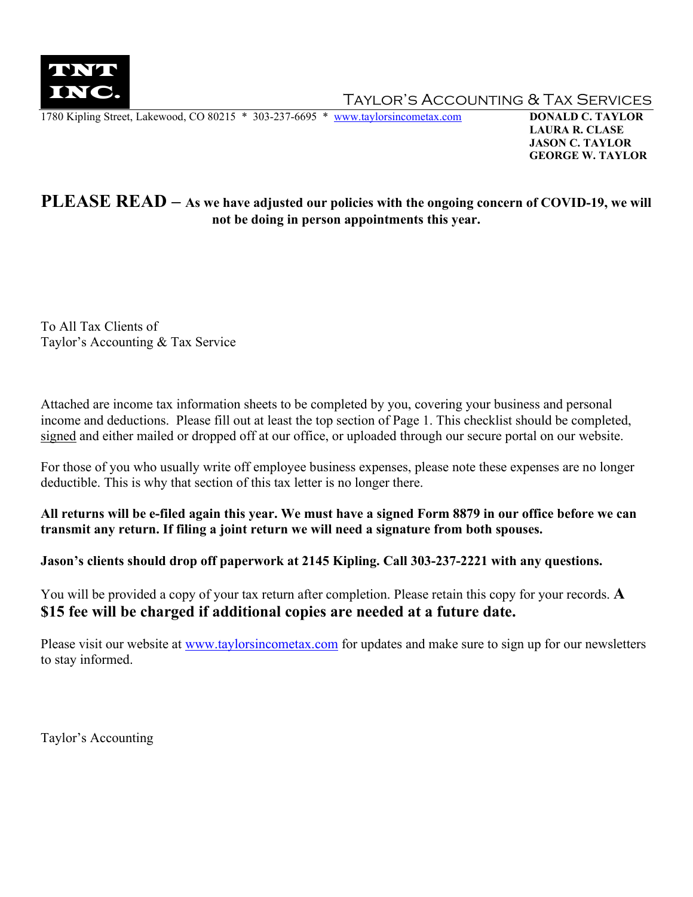**TNT INC.**

Taylor's Accounting & Tax Services

1780 Kipling Street, Lakewood, CO 80215 * 303-237-6695 * www.taylorsincometax.com

**DONALD C. TAYLOR**
**LAURA R. CLASE**
**JASON C. TAYLOR**
**GEORGE W. TAYLOR**

## PLEASE READ – As we have adjusted our policies with the ongoing concern of COVID-19, we will not be doing in person appointments this year.

To All Tax Clients of
Taylor's Accounting & Tax Service

Attached are income tax information sheets to be completed by you, covering your business and personal income and deductions. Please fill out at least the top section of Page 1. This checklist should be completed, signed and either mailed or dropped off at our office, or uploaded through our secure portal on our website.

For those of you who usually write off employee business expenses, please note these expenses are no longer deductible. This is why that section of this tax letter is no longer there.

**All returns will be e-filed again this year. We must have a signed Form 8879 in our office before we can transmit any return. If filing a joint return we will need a signature from both spouses.**

**Jason's clients should drop off paperwork at 2145 Kipling. Call 303-237-2221 with any questions.**

You will be provided a copy of your tax return after completion. Please retain this copy for your records. **A $15 fee will be charged if additional copies are needed at a future date.**

Please visit our website at www.taylorsincometax.com for updates and make sure to sign up for our newsletters to stay informed.

Taylor's Accounting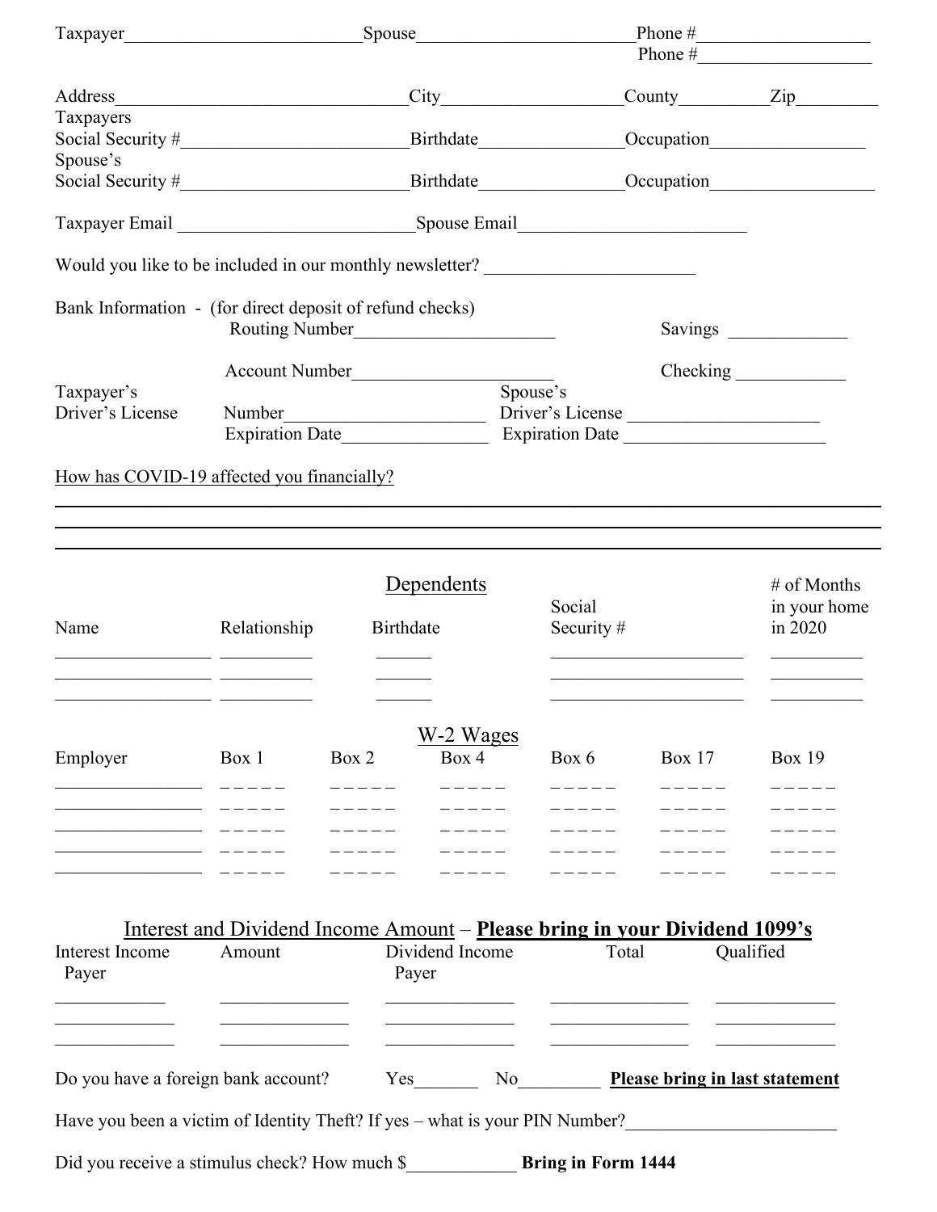Taxpayer__________________________Spouse________________________Phone #____________________
Phone #____________________

Address________________________________City____________________County__________Zip_________

Taxpayers
Social Security #_________________________Birthdate________________Occupation_________________

Spouse's
Social Security #_________________________Birthdate________________Occupation__________________

Taxpayer Email __________________________Spouse Email_________________________

Would you like to be included in our monthly newsletter? _______________________

Bank Information - (for direct deposit of refund checks)

Routing Number______________________ Savings _____________

Account Number______________________ Checking ____________

Taxpayer's Driver's License Number_____________________ Expiration Date________________

Spouse's Driver's License _____________________ Expiration Date ______________________

How has COVID-19 affected you financially?

______________________________________________________________________________
______________________________________________________________________________
______________________________________________________________________________

## Dependents

| Name | Relationship | Birthdate | Social Security # | # of Months in your home in 2020 |
|---|---|---|---|---|
| | | | | |
| | | | | |
| | | | | |

## W-2 Wages

| Employer | Box 1 | Box 2 | Box 4 | Box 6 | Box 17 | Box 19 |
|---|---|---|---|---|---|---|
| | | | | | | |
| | | | | | | |
| | | | | | | |
| | | | | | | |
| | | | | | | |

## Interest and Dividend Income Amount – **Please bring in your Dividend 1099's**

| Interest Income Payer | Amount | Dividend Income Payer | Total | Qualified |
|---|---|---|---|---|
| | | | | |
| | | | | |
| | | | | |

Do you have a foreign bank account? Yes_______ No_________ **Please bring in last statement**

Have you been a victim of Identity Theft? If yes – what is your PIN Number?_______________________

Did you receive a stimulus check? How much $____________ **Bring in Form 1444**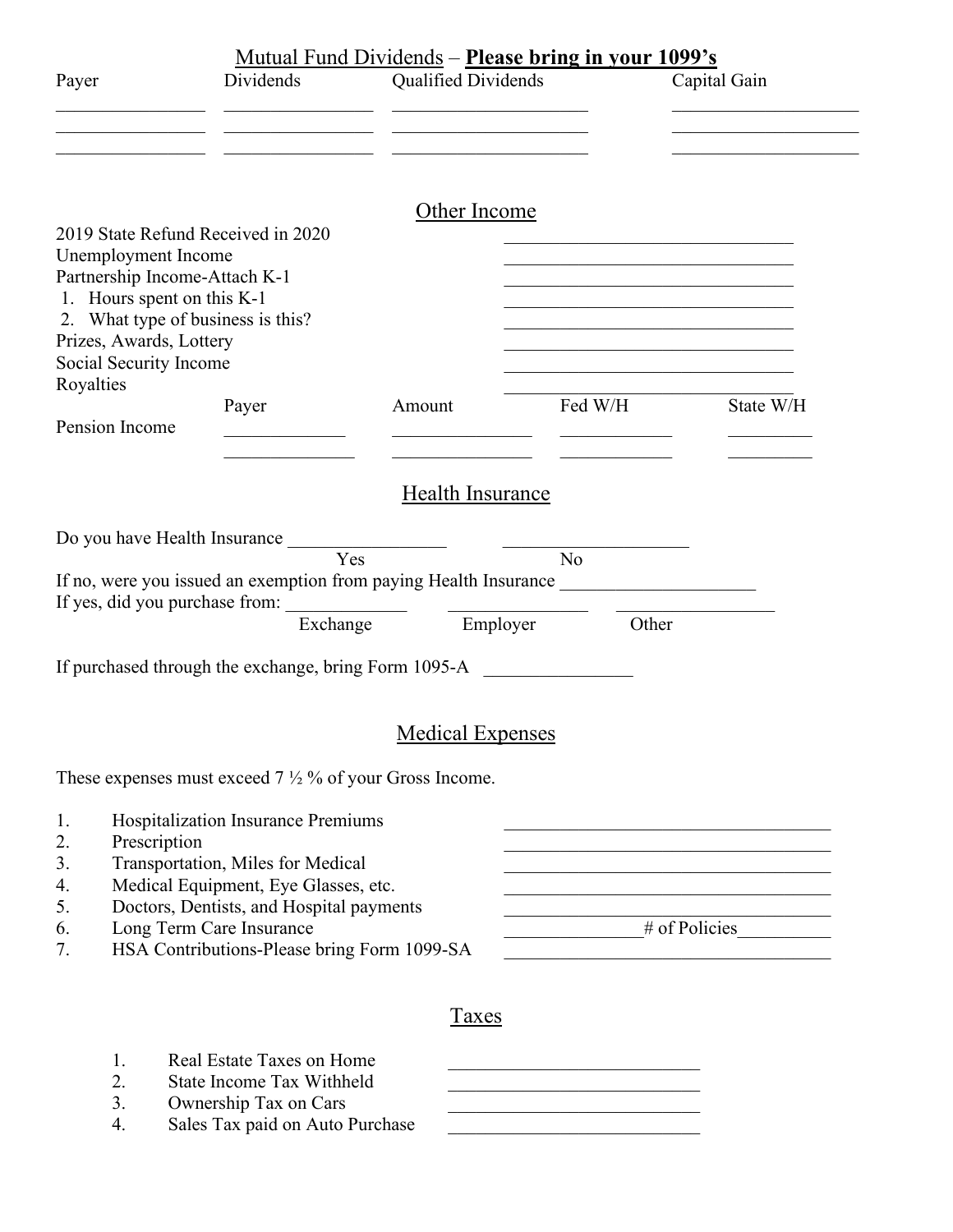## Mutual Fund Dividends – **Please bring in your 1099's**

| Payer | Dividends | Qualified Dividends | Capital Gain |
|---|---|---|---|
| | | | |
| | | | |
| | | | |

## Other Income

2019 State Refund Received in 2020 \_\_\_\_\_\_\_\_\_\_\_\_\_\_\_\_\_\_\_\_

Unemployment Income \_\_\_\_\_\_\_\_\_\_\_\_\_\_\_\_\_\_\_\_

Partnership Income-Attach K-1 \_\_\_\_\_\_\_\_\_\_\_\_\_\_\_\_\_\_\_\_

1. Hours spent on this K-1 \_\_\_\_\_\_\_\_\_\_\_\_\_\_\_\_\_\_\_\_
2. What type of business is this? \_\_\_\_\_\_\_\_\_\_\_\_\_\_\_\_\_\_\_\_

Prizes, Awards, Lottery \_\_\_\_\_\_\_\_\_\_\_\_\_\_\_\_\_\_\_\_

Social Security Income \_\_\_\_\_\_\_\_\_\_\_\_\_\_\_\_\_\_\_\_

Royalties \_\_\_\_\_\_\_\_\_\_\_\_\_\_\_\_\_\_\_\_

| | Payer | Amount | Fed W/H | State W/H |
|---|---|---|---|---|
| Pension Income | | | | |
| | | | | |

## Health Insurance

Do you have Health Insurance \_\_\_\_\_\_\_\_\_\_\_\_ Yes \_\_\_\_\_\_\_\_\_\_\_\_ No

If no, were you issued an exemption from paying Health Insurance \_\_\_\_\_\_\_\_\_\_\_\_

If yes, did you purchase from: \_\_\_\_\_\_\_\_\_\_ Exchange \_\_\_\_\_\_\_\_\_\_ Employer \_\_\_\_\_\_\_\_\_\_ Other

If purchased through the exchange, bring Form 1095-A \_\_\_\_\_\_\_\_\_\_\_\_

## Medical Expenses

These expenses must exceed 7 ½ % of your Gross Income.

1. Hospitalization Insurance Premiums \_\_\_\_\_\_\_\_\_\_\_\_\_\_\_\_\_\_\_\_
2. Prescription \_\_\_\_\_\_\_\_\_\_\_\_\_\_\_\_\_\_\_\_
3. Transportation, Miles for Medical \_\_\_\_\_\_\_\_\_\_\_\_\_\_\_\_\_\_\_\_
4. Medical Equipment, Eye Glasses, etc. \_\_\_\_\_\_\_\_\_\_\_\_\_\_\_\_\_\_\_\_
5. Doctors, Dentists, and Hospital payments \_\_\_\_\_\_\_\_\_\_\_\_\_\_\_\_\_\_\_\_
6. Long Term Care Insurance \_\_\_\_\_\_\_\_\_\_\_\_ # of Policies \_\_\_\_\_\_\_\_
7. HSA Contributions-Please bring Form 1099-SA \_\_\_\_\_\_\_\_\_\_\_\_\_\_\_\_\_\_\_\_

## Taxes

1. Real Estate Taxes on Home \_\_\_\_\_\_\_\_\_\_\_\_\_\_\_\_\_\_\_\_
2. State Income Tax Withheld \_\_\_\_\_\_\_\_\_\_\_\_\_\_\_\_\_\_\_\_
3. Ownership Tax on Cars \_\_\_\_\_\_\_\_\_\_\_\_\_\_\_\_\_\_\_\_
4. Sales Tax paid on Auto Purchase \_\_\_\_\_\_\_\_\_\_\_\_\_\_\_\_\_\_\_\_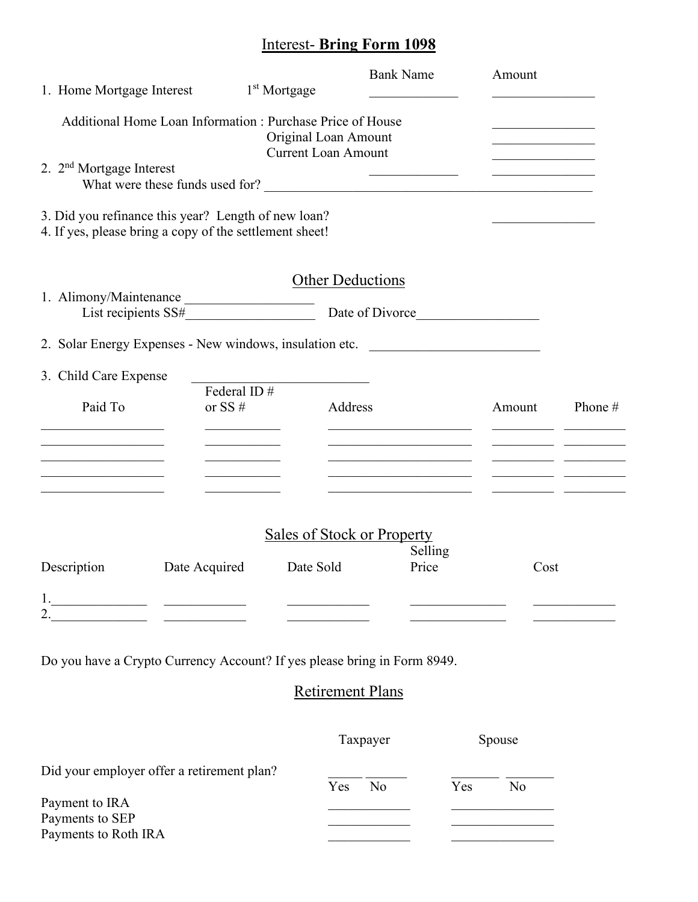## Interest- **Bring Form 1098**

| | | Bank Name | Amount |
|---|---|---|---|
| 1. Home Mortgage Interest | 1st Mortgage | _____________ | _______________ |

Additional Home Loan Information : Purchase Price of House _______________
Original Loan Amount _______________
Current Loan Amount _______________

2. 2nd Mortgage Interest _____________ _______________
What were these funds used for? _______________________________________________

3. Did you refinance this year? Length of new loan? _______________
4. If yes, please bring a copy of the settlement sheet!

## Other Deductions

1. Alimony/Maintenance ___________________
List recipients SS#___________________ Date of Divorce_________________

2. Solar Energy Expenses - New windows, insulation etc. _________________________

3. Child Care Expense _________________________

| Paid To | Federal ID # or SS # | Address | Amount | Phone # |
|---|---|---|---|---|
| | | | | |
| | | | | |
| | | | | |
| | | | | |
| | | | | |

## Sales of Stock or Property

| Description | Date Acquired | Date Sold | Selling Price | Cost |
|---|---|---|---|---|
| 1. | | | | |
| 2. | | | | |

Do you have a Crypto Currency Account? If yes please bring in Form 8949.

## Retirement Plans

| | Taxpayer | Spouse |
|---|---|---|
| Did your employer offer a retirement plan? | Yes ____ No ____ | Yes ____ No ____ |
| Payment to IRA | ____________ | ____________ |
| Payments to SEP | ____________ | ____________ |
| Payments to Roth IRA | ____________ | ____________ |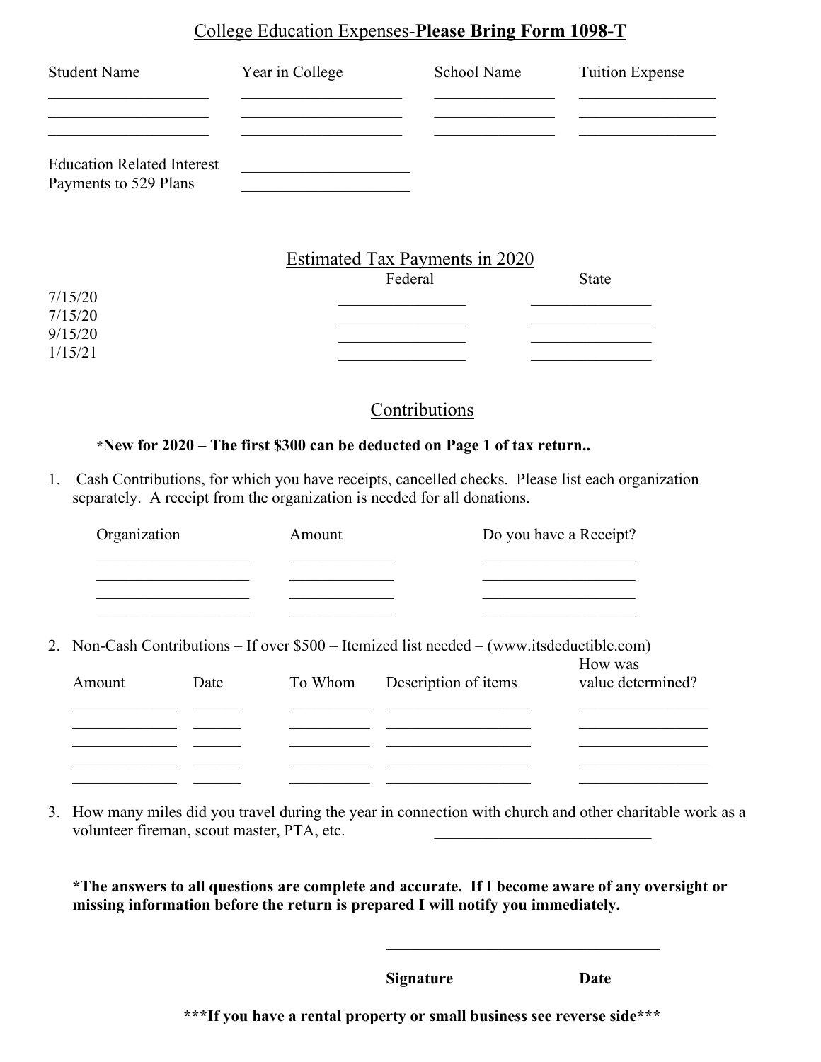## College Education Expenses-**Please Bring Form 1098-T**

| Student Name | Year in College | School Name | Tuition Expense |
|---|---|---|---|
| | | | |
| | | | |
| | | | |

Education Related Interest ____________________

Payments to 529 Plans ____________________

## Estimated Tax Payments in 2020

| | Federal | State |
|---|---|---|
| 7/15/20 | | |
| 7/15/20 | | |
| 9/15/20 | | |
| 1/15/21 | | |

## Contributions

***New for 2020 – The first $300 can be deducted on Page 1 of tax return..**

1. Cash Contributions, for which you have receipts, cancelled checks. Please list each organization separately. A receipt from the organization is needed for all donations.

| Organization | Amount | Do you have a Receipt? |
|---|---|---|
| | | |
| | | |
| | | |
| | | |

2. Non-Cash Contributions – If over $500 – Itemized list needed – (www.itsdeductible.com)

| Amount | Date | To Whom | Description of items | How was value determined? |
|---|---|---|---|---|
| | | | | |
| | | | | |
| | | | | |
| | | | | |
| | | | | |

3. How many miles did you travel during the year in connection with church and other charitable work as a volunteer fireman, scout master, PTA, etc. ____________________

***The answers to all questions are complete and accurate. If I become aware of any oversight or missing information before the return is prepared I will notify you immediately.**

____________________________________

**Signature** **Date**

*****If you have a rental property or small business see reverse side*****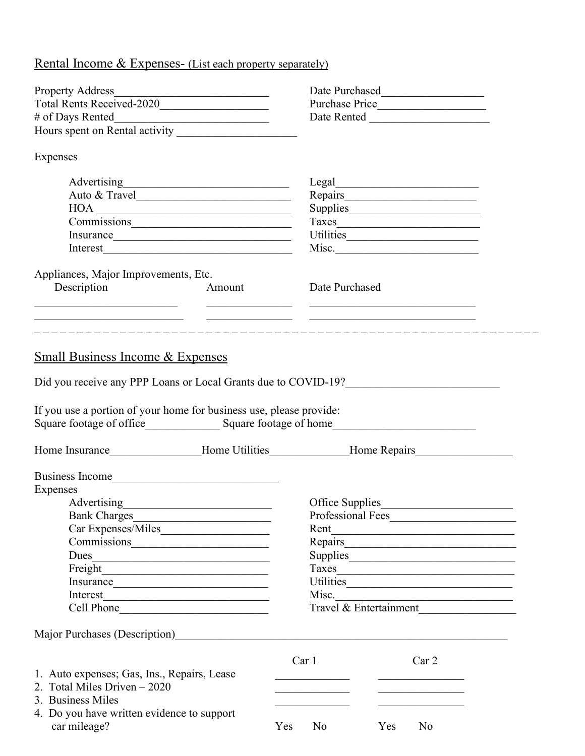## Rental Income & Expenses- (List each property separately)

Property Address___________________________ Date Purchased__________________

Total Rents Received-2020__________________ Purchase Price___________________

# of Days Rented___________________________ Date Rented _____________________

Hours spent on Rental activity _____________________

Expenses

| | |
|---|---|
| Advertising_____________________________ | Legal________________________ |
| Auto & Travel___________________________ | Repairs_______________________ |
| HOA ___________________________________ | Supplies______________________ |
| Commissions____________________________ | Taxes________________________ |
| Insurance_______________________________ | Utilities______________________ |
| Interest________________________________ | Misc.________________________ |

Appliances, Major Improvements, Etc.

| Description | Amount | Date Purchased |
|---|---|---|
| _________________________ | _______________ | ______________________________ |
| _________________________ | _______________ | ______________________________ |

---

## Small Business Income & Expenses

Did you receive any PPP Loans or Local Grants due to COVID-19?___________________________

If you use a portion of your home for business use, please provide:
Square footage of office_____________ Square footage of home_________________________

Home Insurance________________Home Utilities______________Home Repairs_________________

Business Income_____________________________

Expenses

| | |
|---|---|
| Advertising__________________________ | Office Supplies_______________________ |
| Bank Charges________________________ | Professional Fees______________________ |
| Car Expenses/Miles___________________ | Rent_________________________________ |
| Commissions_________________________ | Repairs_______________________________ |
| Dues_______________________________ | Supplies______________________________ |
| Freight_____________________________ | Taxes________________________________ |
| Insurance___________________________ | Utilities______________________________ |
| Interest____________________________ | Misc._________________________________ |
| Cell Phone__________________________ | Travel & Entertainment_________________ |

Major Purchases (Description)___________________________________________________________

| | Car 1 | Car 2 |
|---|---|---|
| 1. Auto expenses; Gas, Ins., Repairs, Lease | _____________ | ________________ |
| 2. Total Miles Driven – 2020 | _____________ | ________________ |
| 3. Business Miles | _____________ | ________________ |
| 4. Do you have written evidence to support car mileage? | Yes No | Yes No |